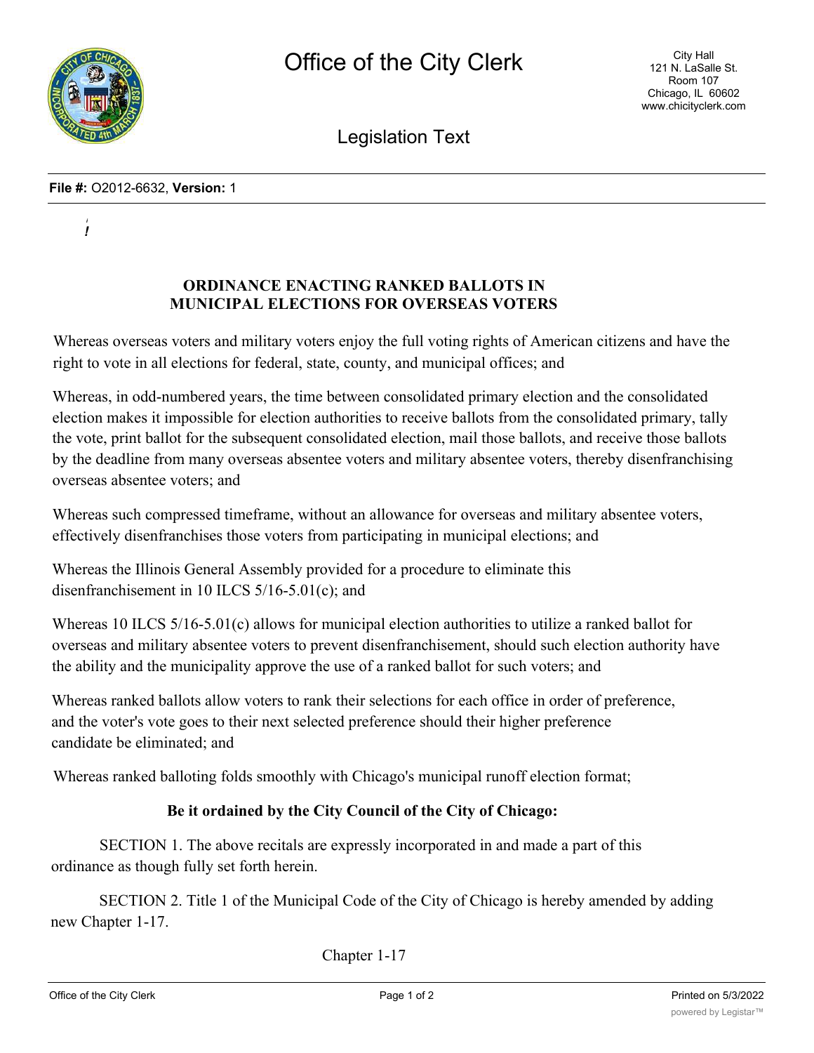File #: O2012-6632, Version: 1

## ORDINANCE ENACTING RANKED BALLOTS IN MUNICIPAL ELECTIONS FOR OVERSEAS VOTERS

Whereas overseas voters and military voters enjoy the full voting rights of American citizens and have the right to vote in all elections for federal, state, county, and municipal offices; and

Whereas, in odd-numbered years, the time between consolidated primary election and the consolidated election makes it impossible for election authorities to receive ballots from the consolidated primary, tally the vote, print ballot for the subsequent consolidated election, mail those ballots, and receive those ballots by the deadline from many overseas absentee voters and military absentee voters, thereby disenfranchising overseas absentee voters; and

Whereas such compressed timeframe, without an allowance for overseas and military absentee voters, effectively disenfranchises those voters from participating in municipal elections; and

Whereas the Illinois General Assembly provided for a procedure to eliminate this disenfranchisement in 10 ILCS 5/16-5.01(c); and

Whereas 10 ILCS 5/16-5.01(c) allows for municipal election authorities to utilize a ranked ballot for overseas and military absentee voters to prevent disenfranchisement, should such election authority have the ability and the municipality approve the use of a ranked ballot for such voters; and

Whereas ranked ballots allow voters to rank their selections for each office in order of preference, and the voter's vote goes to their next selected preference should their higher preference candidate be eliminated; and

Whereas ranked balloting folds smoothly with Chicago's municipal runoff election format;

**Be it ordained by the City Council of the City of Chicago:**

SECTION 1. The above recitals are expressly incorporated in and made a part of this ordinance as though fully set forth herein.

SECTION 2. Title 1 of the Municipal Code of the City of Chicago is hereby amended by adding new Chapter 1-17.

Chapter 1-17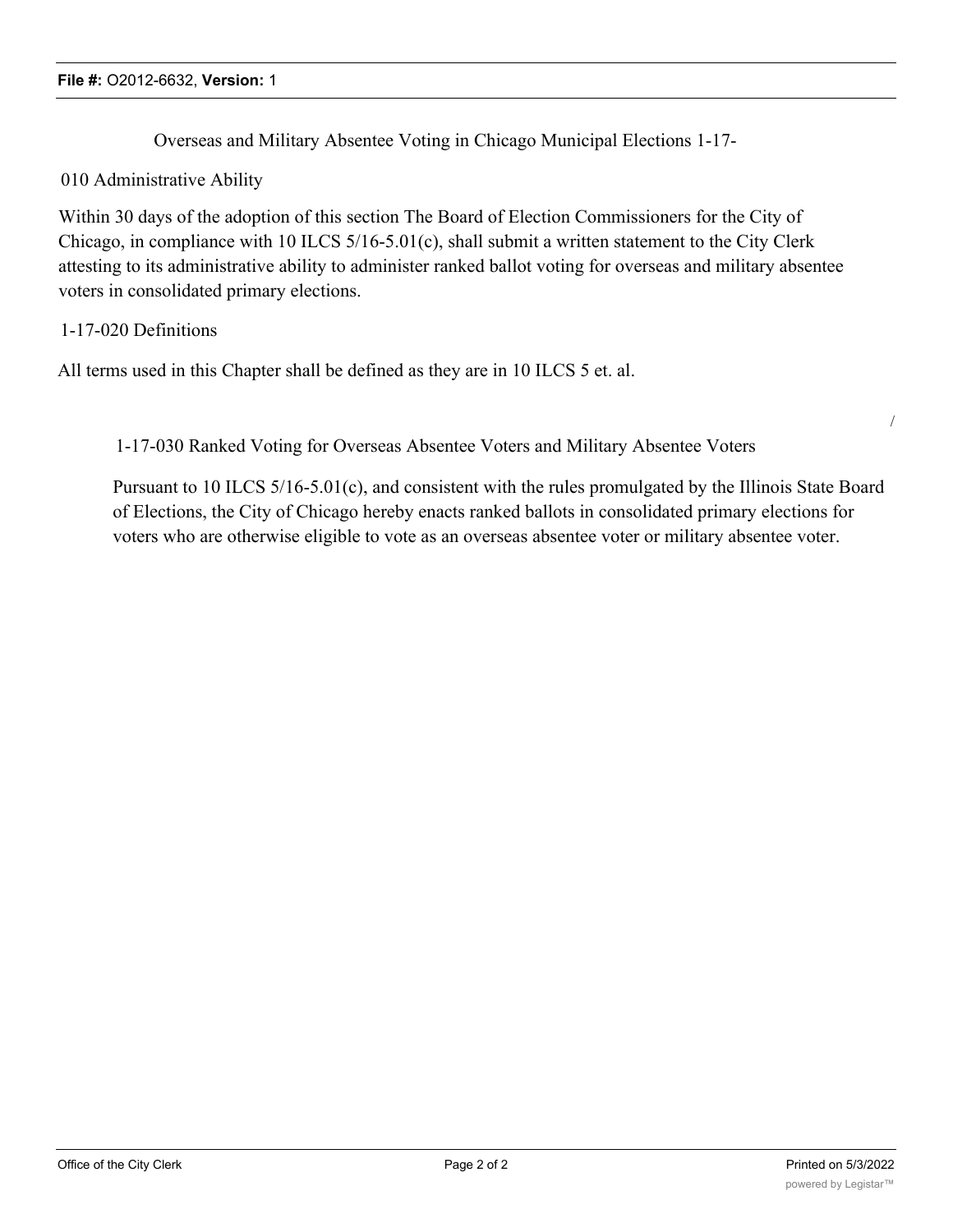Overseas and Military Absentee Voting in Chicago Municipal Elections 1-17-

010 Administrative Ability

Within 30 days of the adoption of this section The Board of Election Commissioners for the City of Chicago, in compliance with 10 ILCS 5/16-5.01(c), shall submit a written statement to the City Clerk attesting to its administrative ability to administer ranked ballot voting for overseas and military absentee voters in consolidated primary elections.

1-17-020 Definitions

All terms used in this Chapter shall be defined as they are in 10 ILCS 5 et. al.

1-17-030 Ranked Voting for Overseas Absentee Voters and Military Absentee Voters

Pursuant to 10 ILCS 5/16-5.01(c), and consistent with the rules promulgated by the Illinois State Board of Elections, the City of Chicago hereby enacts ranked ballots in consolidated primary elections for voters who are otherwise eligible to vote as an overseas absentee voter or military absentee voter.